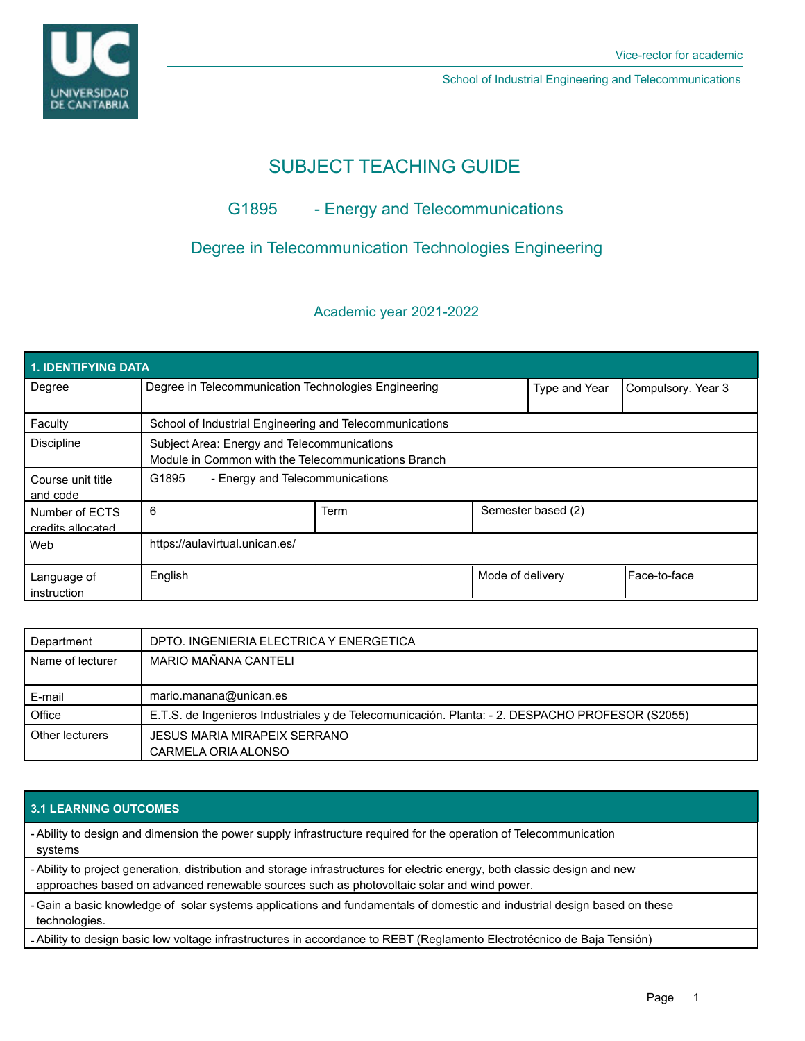Vice-rector for academic

School of Industrial Engineering and Telecommunications

# SUBJECT TEACHING GUIDE

## G1895 - Energy and Telecommunications

## Degree in Telecommunication Technologies Engineering

Academic year 2021-2022

| 1. IDENTIFYING DATA | | | | |
|---|---|---|---|---|
| Degree | Degree in Telecommunication Technologies Engineering | | Type and Year | Compulsory. Year 3 |
| Faculty | School of Industrial Engineering and Telecommunications | | | |
| Discipline | Subject Area: Energy and Telecommunications<br>Module in Common with the Telecommunications Branch | | | |
| Course unit title and code | G1895 - Energy and Telecommunications | | | |
| Number of ECTS credits allocated | 6 | Term | Semester based (2) | |
| Web | https://aulavirtual.unican.es/ | | | |
| Language of instruction | English | | Mode of delivery | Face-to-face |

| | |
|---|---|
| Department | DPTO. INGENIERIA ELECTRICA Y ENERGETICA |
| Name of lecturer | MARIO MAÑANA CANTELI |
| E-mail | mario.manana@unican.es |
| Office | E.T.S. de Ingenieros Industriales y de Telecomunicación. Planta: - 2. DESPACHO PROFESOR (S2055) |
| Other lecturers | JESUS MARIA MIRAPEIX SERRANO<br>CARMELA ORIA ALONSO |

| 3.1 LEARNING OUTCOMES |
|---|
| - Ability to design and dimension the power supply infrastructure required for the operation of Telecommunication systems |
| - Ability to project generation, distribution and storage infrastructures for electric energy, both classic design and new approaches based on advanced renewable sources such as photovoltaic solar and wind power. |
| - Gain a basic knowledge of solar systems applications and fundamentals of domestic and industrial design based on these technologies. |
| - Ability to design basic low voltage infrastructures in accordance to REBT (Reglamento Electrotécnico de Baja Tensión) |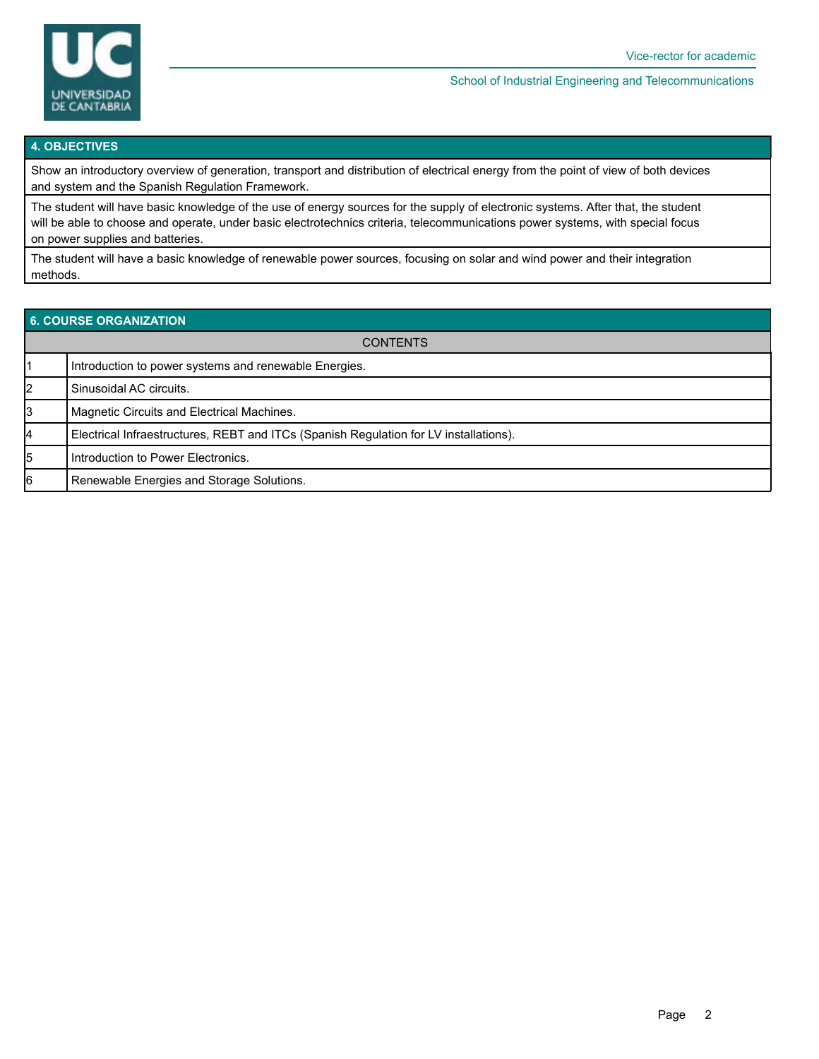## 4. OBJECTIVES

Show an introductory overview of generation, transport and distribution of electrical energy from the point of view of both devices and system and the Spanish Regulation Framework.

The student will have basic knowledge of the use of energy sources for the supply of electronic systems. After that, the student will be able to choose and operate, under basic electrotechnics criteria, telecommunications power systems, with special focus on power supplies and batteries.

The student will have a basic knowledge of renewable power sources, focusing on solar and wind power and their integration methods.

## 6. COURSE ORGANIZATION

| | CONTENTS |
|---|---|
| 1 | Introduction to power systems and renewable Energies. |
| 2 | Sinusoidal AC circuits. |
| 3 | Magnetic Circuits and Electrical Machines. |
| 4 | Electrical Infraestructures, REBT and ITCs (Spanish Regulation for LV installations). |
| 5 | Introduction to Power Electronics. |
| 6 | Renewable Energies and Storage Solutions. |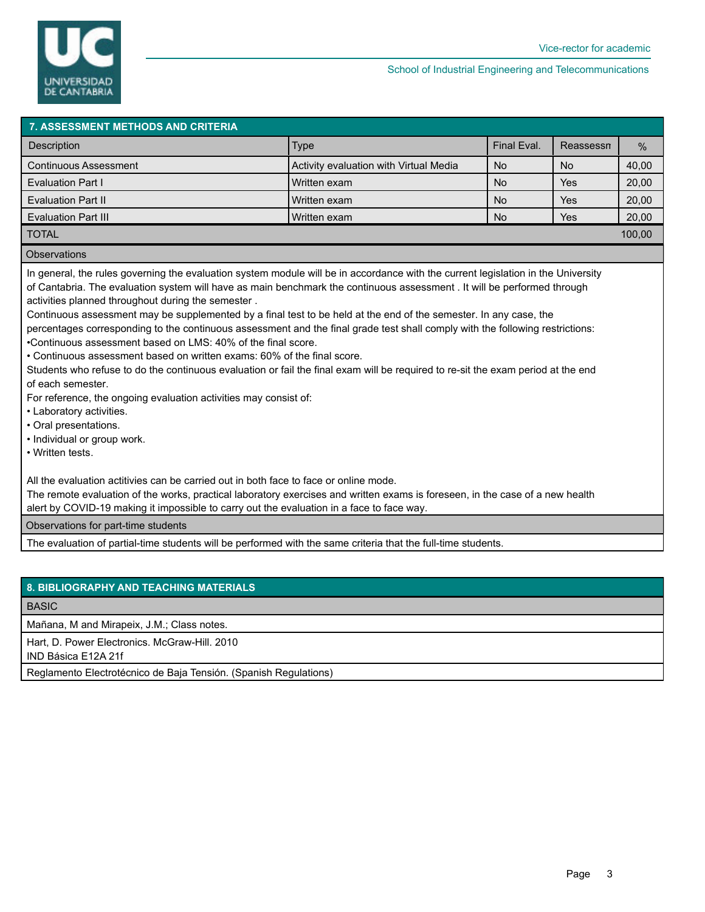## 7. ASSESSMENT METHODS AND CRITERIA

| Description | Type | Final Eval. | Reassessn | % |
|---|---|---|---|---|
| Continuous Assessment | Activity evaluation with Virtual Media | No | No | 40,00 |
| Evaluation Part I | Written exam | No | Yes | 20,00 |
| Evaluation Part II | Written exam | No | Yes | 20,00 |
| Evaluation Part III | Written exam | No | Yes | 20,00 |
| TOTAL | | | | 100,00 |

**Observations**

In general, the rules governing the evaluation system module will be in accordance with the current legislation in the University of Cantabria. The evaluation system will have as main benchmark the continuous assessment . It will be performed through activities planned throughout during the semester .

Continuous assessment may be supplemented by a final test to be held at the end of the semester. In any case, the percentages corresponding to the continuous assessment and the final grade test shall comply with the following restrictions:

- Continuous assessment based on LMS: 40% of the final score.
- Continuous assessment based on written exams: 60% of the final score.

Students who refuse to do the continuous evaluation or fail the final exam will be required to re-sit the exam period at the end of each semester.

For reference, the ongoing evaluation activities may consist of:

- Laboratory activities.
- Oral presentations.
- Individual or group work.
- Written tests.

All the evaluation actitivities can be carried out in both face to face or online mode.

The remote evaluation of the works, practical laboratory exercises and written exams is foreseen, in the case of a new health alert by COVID-19 making it impossible to carry out the evaluation in a face to face way.

**Observations for part-time students**

The evaluation of partial-time students will be performed with the same criteria that the full-time students.

## 8. BIBLIOGRAPHY AND TEACHING MATERIALS

**BASIC**

Mañana, M and Mirapeix, J.M.; Class notes.

Hart, D. Power Electronics. McGraw-Hill. 2010
IND Básica E12A 21f

Reglamento Electrotécnico de Baja Tensión. (Spanish Regulations)